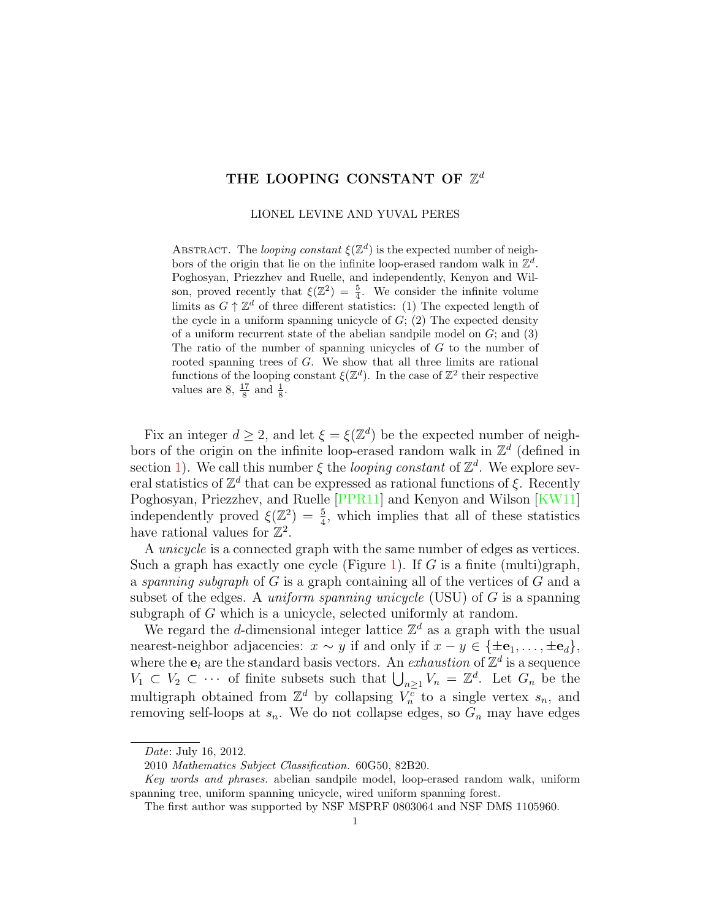# THE LOOPING CONSTANT OF $\mathbb{Z}^d$

LIONEL LEVINE AND YUVAL PERES

ABSTRACT. The *looping constant* $\xi(\mathbb{Z}^d)$ is the expected number of neighbors of the origin that lie on the infinite loop-erased random walk in $\mathbb{Z}^d$. Poghosyan, Priezzhev and Ruelle, and independently, Kenyon and Wilson, proved recently that $\xi(\mathbb{Z}^2) = \frac{5}{4}$. We consider the infinite volume limits as $G \uparrow \mathbb{Z}^d$ of three different statistics: (1) The expected length of the cycle in a uniform spanning unicycle of $G$; (2) The expected density of a uniform recurrent state of the abelian sandpile model on $G$; and (3) The ratio of the number of spanning unicycles of $G$ to the number of rooted spanning trees of $G$. We show that all three limits are rational functions of the looping constant $\xi(\mathbb{Z}^d)$. In the case of $\mathbb{Z}^2$ their respective values are 8, $\frac{17}{8}$ and $\frac{1}{8}$.

Fix an integer $d \geq 2$, and let $\xi = \xi(\mathbb{Z}^d)$ be the expected number of neighbors of the origin on the infinite loop-erased random walk in $\mathbb{Z}^d$ (defined in section 1). We call this number $\xi$ the *looping constant* of $\mathbb{Z}^d$. We explore several statistics of $\mathbb{Z}^d$ that can be expressed as rational functions of $\xi$. Recently Poghosyan, Priezzhev, and Ruelle [PPR11] and Kenyon and Wilson [KW11] independently proved $\xi(\mathbb{Z}^2) = \frac{5}{4}$, which implies that all of these statistics have rational values for $\mathbb{Z}^2$.

A *unicycle* is a connected graph with the same number of edges as vertices. Such a graph has exactly one cycle (Figure 1). If $G$ is a finite (multi)graph, a *spanning subgraph* of $G$ is a graph containing all of the vertices of $G$ and a subset of the edges. A *uniform spanning unicycle* (USU) of $G$ is a spanning subgraph of $G$ which is a unicycle, selected uniformly at random.

We regard the $d$-dimensional integer lattice $\mathbb{Z}^d$ as a graph with the usual nearest-neighbor adjacencies: $x \sim y$ if and only if $x - y \in \{\pm\mathbf{e}_1, \ldots, \pm\mathbf{e}_d\}$, where the $\mathbf{e}_i$ are the standard basis vectors. An *exhaustion* of $\mathbb{Z}^d$ is a sequence $V_1 \subset V_2 \subset \cdots$ of finite subsets such that $\bigcup_{n\geq 1} V_n = \mathbb{Z}^d$. Let $G_n$ be the multigraph obtained from $\mathbb{Z}^d$ by collapsing $V_n^c$ to a single vertex $s_n$, and removing self-loops at $s_n$. We do not collapse edges, so $G_n$ may have edges

---

*Date*: July 16, 2012.

2010 *Mathematics Subject Classification.* 60G50, 82B20.

*Key words and phrases.* abelian sandpile model, loop-erased random walk, uniform spanning tree, uniform spanning unicycle, wired uniform spanning forest.

The first author was supported by NSF MSPRF 0803064 and NSF DMS 1105960.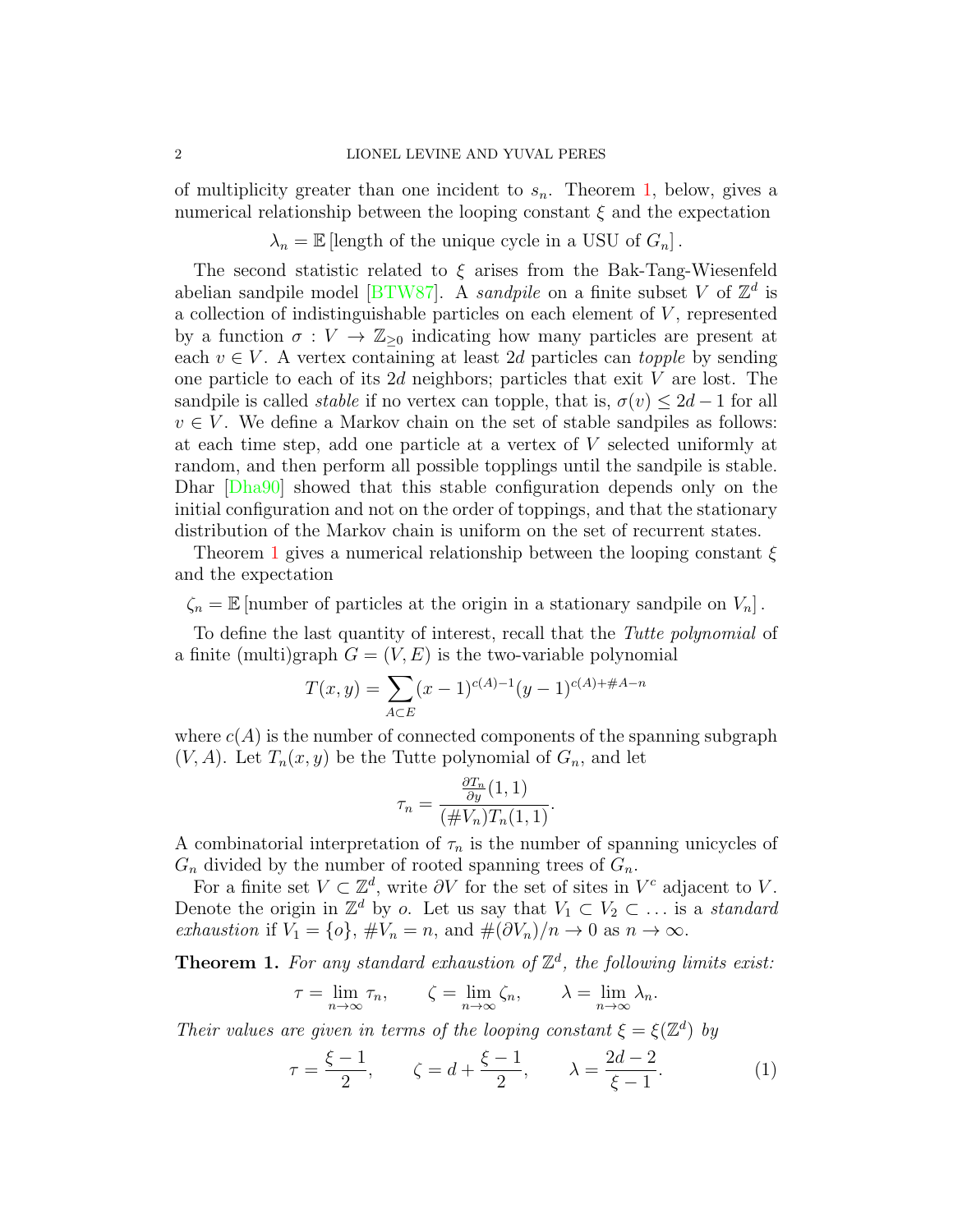of multiplicity greater than one incident to $s_n$. Theorem 1, below, gives a numerical relationship between the looping constant $\xi$ and the expectation

$$\lambda_n = \mathbb{E}\left[\text{length of the unique cycle in a USU of } G_n\right].$$

The second statistic related to $\xi$ arises from the Bak-Tang-Wiesenfeld abelian sandpile model [BTW87]. A *sandpile* on a finite subset $V$ of $\mathbb{Z}^d$ is a collection of indistinguishable particles on each element of $V$, represented by a function $\sigma : V \to \mathbb{Z}_{\geq 0}$ indicating how many particles are present at each $v \in V$. A vertex containing at least $2d$ particles can *topple* by sending one particle to each of its $2d$ neighbors; particles that exit $V$ are lost. The sandpile is called *stable* if no vertex can topple, that is, $\sigma(v) \leq 2d - 1$ for all $v \in V$. We define a Markov chain on the set of stable sandpiles as follows: at each time step, add one particle at a vertex of $V$ selected uniformly at random, and then perform all possible topplings until the sandpile is stable. Dhar [Dha90] showed that this stable configuration depends only on the initial configuration and not on the order of toppings, and that the stationary distribution of the Markov chain is uniform on the set of recurrent states.

Theorem 1 gives a numerical relationship between the looping constant $\xi$ and the expectation

$$\zeta_n = \mathbb{E}\left[\text{number of particles at the origin in a stationary sandpile on } V_n\right].$$

To define the last quantity of interest, recall that the *Tutte polynomial* of a finite (multi)graph $G = (V, E)$ is the two-variable polynomial

$$T(x, y) = \sum_{A \subset E} (x-1)^{c(A)-1}(y-1)^{c(A)+\#A-n}$$

where $c(A)$ is the number of connected components of the spanning subgraph $(V, A)$. Let $T_n(x, y)$ be the Tutte polynomial of $G_n$, and let

$$\tau_n = \frac{\frac{\partial T_n}{\partial y}(1,1)}{(\#V_n)T_n(1,1)}.$$

A combinatorial interpretation of $\tau_n$ is the number of spanning unicycles of $G_n$ divided by the number of rooted spanning trees of $G_n$.

For a finite set $V \subset \mathbb{Z}^d$, write $\partial V$ for the set of sites in $V^c$ adjacent to $V$. Denote the origin in $\mathbb{Z}^d$ by $o$. Let us say that $V_1 \subset V_2 \subset \ldots$ is a *standard exhaustion* if $V_1 = \{o\}$, $\#V_n = n$, and $\#(\partial V_n)/n \to 0$ as $n \to \infty$.

**Theorem 1.** *For any standard exhaustion of $\mathbb{Z}^d$, the following limits exist:*

$$\tau = \lim_{n\to\infty} \tau_n, \qquad \zeta = \lim_{n\to\infty} \zeta_n, \qquad \lambda = \lim_{n\to\infty} \lambda_n.$$

*Their values are given in terms of the looping constant $\xi = \xi(\mathbb{Z}^d)$ by*

$$\tau = \frac{\xi - 1}{2}, \qquad \zeta = d + \frac{\xi - 1}{2}, \qquad \lambda = \frac{2d-2}{\xi - 1}. \tag{1}$$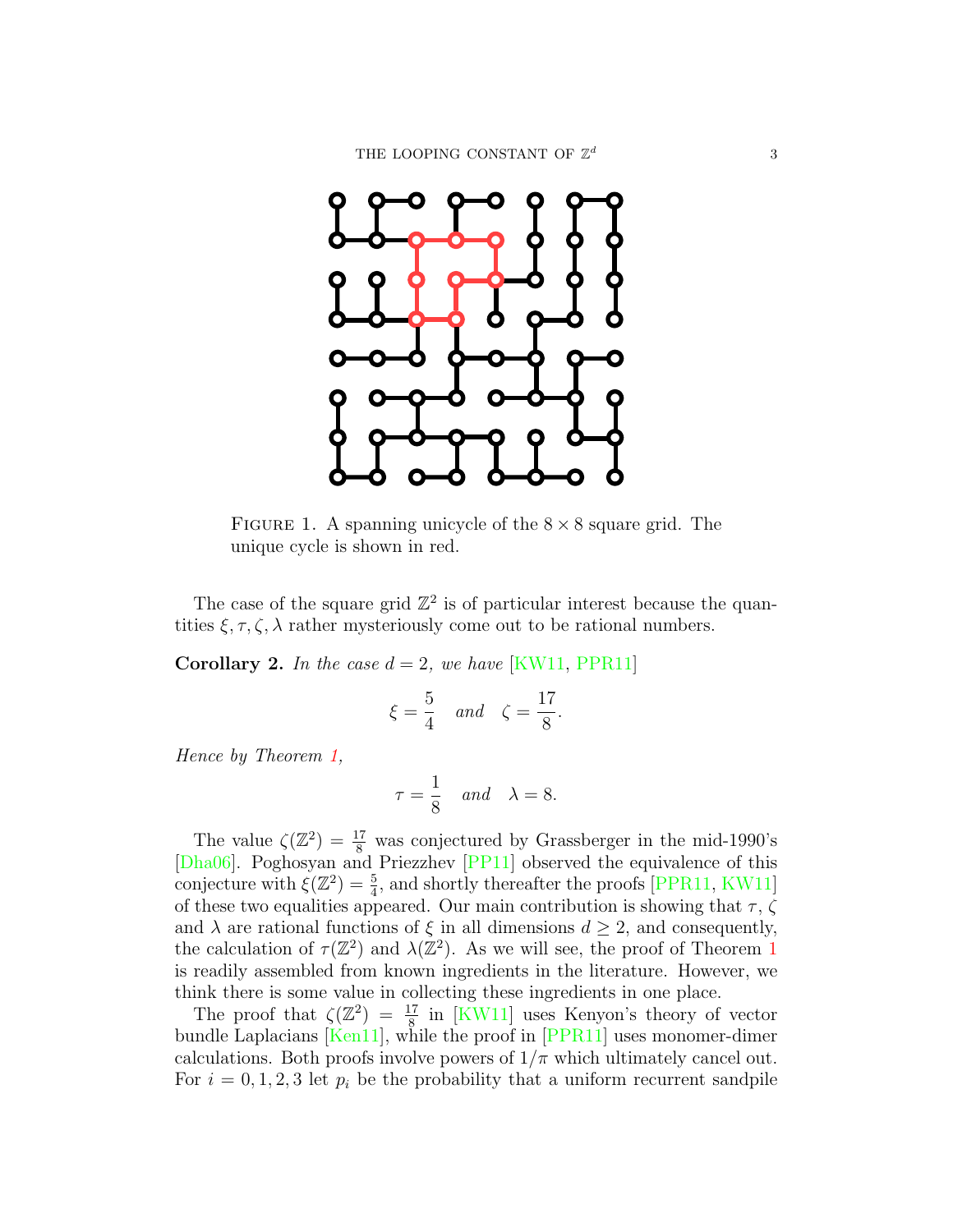FIGURE 1. A spanning unicycle of the $8 \times 8$ square grid. The unique cycle is shown in red.

The case of the square grid $\mathbb{Z}^2$ is of particular interest because the quantities $\xi, \tau, \zeta, \lambda$ rather mysteriously come out to be rational numbers.

**Corollary 2.** *In the case $d = 2$, we have* [KW11, PPR11]

$$\xi = \frac{5}{4} \quad \textit{and} \quad \zeta = \frac{17}{8}.$$

*Hence by Theorem 1,*

$$\tau = \frac{1}{8} \quad \textit{and} \quad \lambda = 8.$$

The value $\zeta(\mathbb{Z}^2) = \frac{17}{8}$ was conjectured by Grassberger in the mid-1990's [Dha06]. Poghosyan and Priezzhev [PP11] observed the equivalence of this conjecture with $\xi(\mathbb{Z}^2) = \frac{5}{4}$, and shortly thereafter the proofs [PPR11, KW11] of these two equalities appeared. Our main contribution is showing that $\tau$, $\zeta$ and $\lambda$ are rational functions of $\xi$ in all dimensions $d \geq 2$, and consequently, the calculation of $\tau(\mathbb{Z}^2)$ and $\lambda(\mathbb{Z}^2)$. As we will see, the proof of Theorem 1 is readily assembled from known ingredients in the literature. However, we think there is some value in collecting these ingredients in one place.

The proof that $\zeta(\mathbb{Z}^2) = \frac{17}{8}$ in [KW11] uses Kenyon's theory of vector bundle Laplacians [Ken11], while the proof in [PPR11] uses monomer-dimer calculations. Both proofs involve powers of $1/\pi$ which ultimately cancel out. For $i = 0, 1, 2, 3$ let $p_i$ be the probability that a uniform recurrent sandpile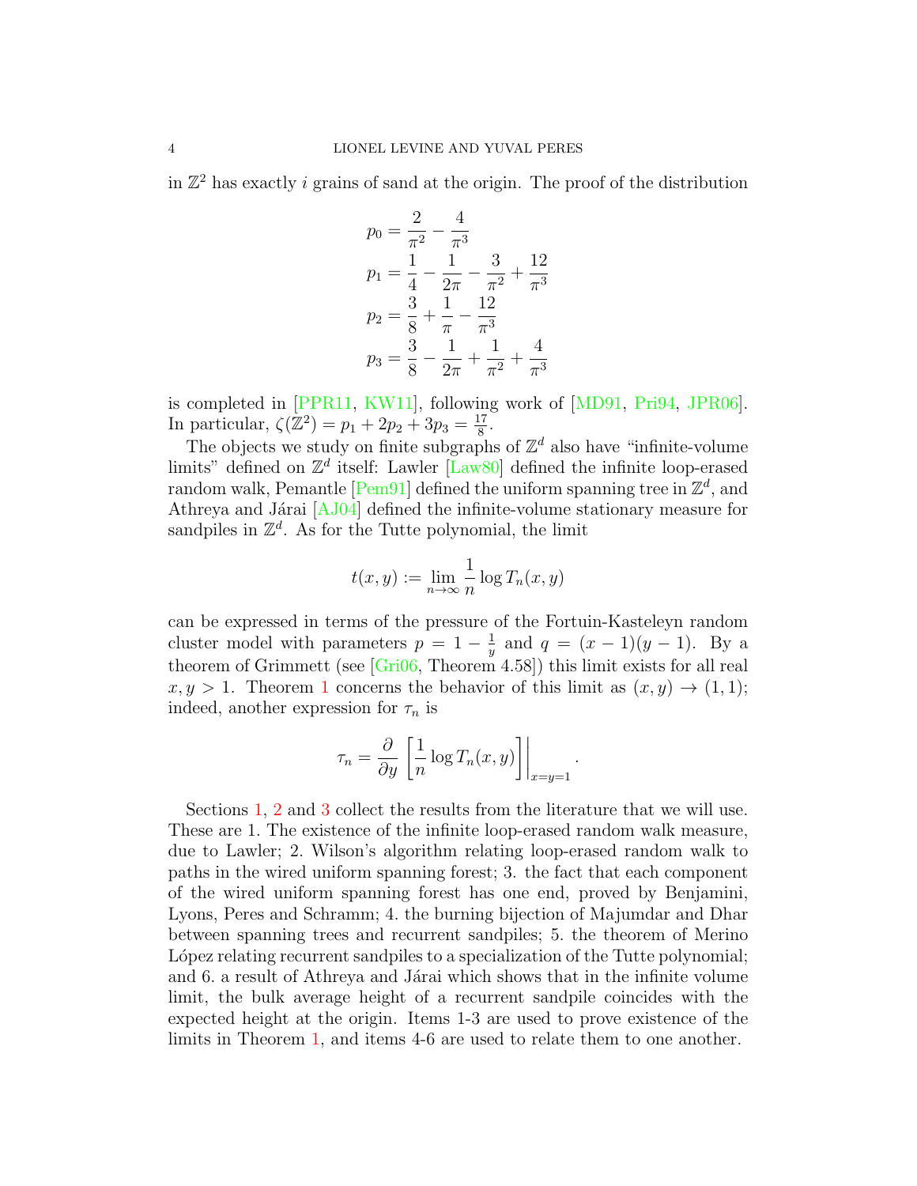in $\mathbb{Z}^2$ has exactly $i$ grains of sand at the origin. The proof of the distribution

$$
\begin{aligned}
p_0 &= \frac{2}{\pi^2} - \frac{4}{\pi^3} \\
p_1 &= \frac{1}{4} - \frac{1}{2\pi} - \frac{3}{\pi^2} + \frac{12}{\pi^3} \\
p_2 &= \frac{3}{8} + \frac{1}{\pi} - \frac{12}{\pi^3} \\
p_3 &= \frac{3}{8} - \frac{1}{2\pi} + \frac{1}{\pi^2} + \frac{4}{\pi^3}
\end{aligned}
$$

is completed in [PPR11, KW11], following work of [MD91, Pri94, JPR06]. In particular, $\zeta(\mathbb{Z}^2) = p_1 + 2p_2 + 3p_3 = \frac{17}{8}$.

The objects we study on finite subgraphs of $\mathbb{Z}^d$ also have "infinite-volume limits" defined on $\mathbb{Z}^d$ itself: Lawler [Law80] defined the infinite loop-erased random walk, Pemantle [Pem91] defined the uniform spanning tree in $\mathbb{Z}^d$, and Athreya and Járai [AJ04] defined the infinite-volume stationary measure for sandpiles in $\mathbb{Z}^d$. As for the Tutte polynomial, the limit

$$t(x,y) := \lim_{n\to\infty} \frac{1}{n} \log T_n(x,y)$$

can be expressed in terms of the pressure of the Fortuin-Kasteleyn random cluster model with parameters $p = 1 - \frac{1}{y}$ and $q = (x-1)(y-1)$. By a theorem of Grimmett (see [Gri06, Theorem 4.58]) this limit exists for all real $x, y > 1$. Theorem 1 concerns the behavior of this limit as $(x,y) \to (1,1)$; indeed, another expression for $\tau_n$ is

$$\tau_n = \frac{\partial}{\partial y} \left[ \frac{1}{n} \log T_n(x,y) \right] \bigg|_{x=y=1}.$$

Sections 1, 2 and 3 collect the results from the literature that we will use. These are 1. The existence of the infinite loop-erased random walk measure, due to Lawler; 2. Wilson's algorithm relating loop-erased random walk to paths in the wired uniform spanning forest; 3. the fact that each component of the wired uniform spanning forest has one end, proved by Benjamini, Lyons, Peres and Schramm; 4. the burning bijection of Majumdar and Dhar between spanning trees and recurrent sandpiles; 5. the theorem of Merino López relating recurrent sandpiles to a specialization of the Tutte polynomial; and 6. a result of Athreya and Járai which shows that in the infinite volume limit, the bulk average height of a recurrent sandpile coincides with the expected height at the origin. Items 1-3 are used to prove existence of the limits in Theorem 1, and items 4-6 are used to relate them to one another.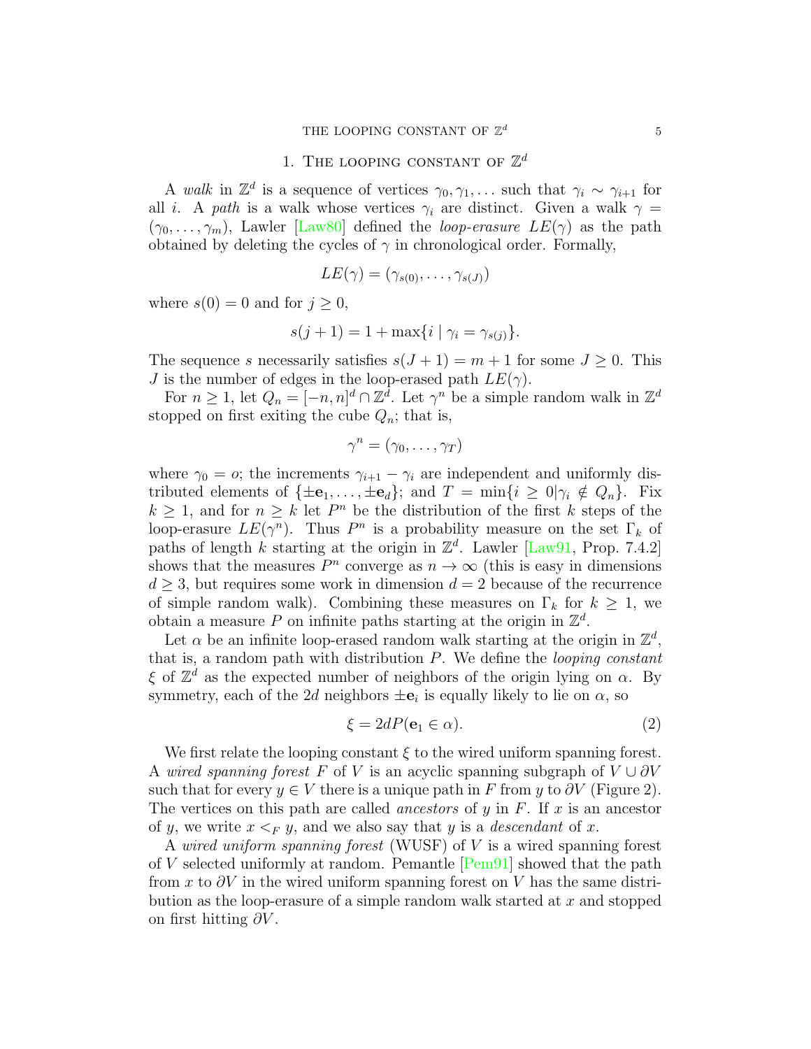## 1. The looping constant of $\mathbb{Z}^d$

A *walk* in $\mathbb{Z}^d$ is a sequence of vertices $\gamma_0, \gamma_1, \ldots$ such that $\gamma_i \sim \gamma_{i+1}$ for all $i$. A *path* is a walk whose vertices $\gamma_i$ are distinct. Given a walk $\gamma = (\gamma_0, \ldots, \gamma_m)$, Lawler [Law80] defined the *loop-erasure* $LE(\gamma)$ as the path obtained by deleting the cycles of $\gamma$ in chronological order. Formally,

$$LE(\gamma) = (\gamma_{s(0)}, \ldots, \gamma_{s(J)})$$

where $s(0) = 0$ and for $j \geq 0$,

$$s(j+1) = 1 + \max\{i \mid \gamma_i = \gamma_{s(j)}\}.$$

The sequence $s$ necessarily satisfies $s(J+1) = m+1$ for some $J \geq 0$. This $J$ is the number of edges in the loop-erased path $LE(\gamma)$.

For $n \geq 1$, let $Q_n = [-n, n]^d \cap \mathbb{Z}^d$. Let $\gamma^n$ be a simple random walk in $\mathbb{Z}^d$ stopped on first exiting the cube $Q_n$; that is,

$$\gamma^n = (\gamma_0, \ldots, \gamma_T)$$

where $\gamma_0 = o$; the increments $\gamma_{i+1} - \gamma_i$ are independent and uniformly distributed elements of $\{\pm\mathbf{e}_1, \ldots, \pm\mathbf{e}_d\}$; and $T = \min\{i \geq 0 | \gamma_i \notin Q_n\}$. Fix $k \geq 1$, and for $n \geq k$ let $P^n$ be the distribution of the first $k$ steps of the loop-erasure $LE(\gamma^n)$. Thus $P^n$ is a probability measure on the set $\Gamma_k$ of paths of length $k$ starting at the origin in $\mathbb{Z}^d$. Lawler [Law91, Prop. 7.4.2] shows that the measures $P^n$ converge as $n \to \infty$ (this is easy in dimensions $d \geq 3$, but requires some work in dimension $d = 2$ because of the recurrence of simple random walk). Combining these measures on $\Gamma_k$ for $k \geq 1$, we obtain a measure $P$ on infinite paths starting at the origin in $\mathbb{Z}^d$.

Let $\alpha$ be an infinite loop-erased random walk starting at the origin in $\mathbb{Z}^d$, that is, a random path with distribution $P$. We define the *looping constant* $\xi$ of $\mathbb{Z}^d$ as the expected number of neighbors of the origin lying on $\alpha$. By symmetry, each of the $2d$ neighbors $\pm\mathbf{e}_i$ is equally likely to lie on $\alpha$, so

$$\xi = 2dP(\mathbf{e}_1 \in \alpha). \tag{2}$$

We first relate the looping constant $\xi$ to the wired uniform spanning forest. A *wired spanning forest* $F$ of $V$ is an acyclic spanning subgraph of $V \cup \partial V$ such that for every $y \in V$ there is a unique path in $F$ from $y$ to $\partial V$ (Figure 2). The vertices on this path are called *ancestors* of $y$ in $F$. If $x$ is an ancestor of $y$, we write $x <_F y$, and we also say that $y$ is a *descendant* of $x$.

A *wired uniform spanning forest* (WUSF) of $V$ is a wired spanning forest of $V$ selected uniformly at random. Pemantle [Pem91] showed that the path from $x$ to $\partial V$ in the wired uniform spanning forest on $V$ has the same distribution as the loop-erasure of a simple random walk started at $x$ and stopped on first hitting $\partial V$.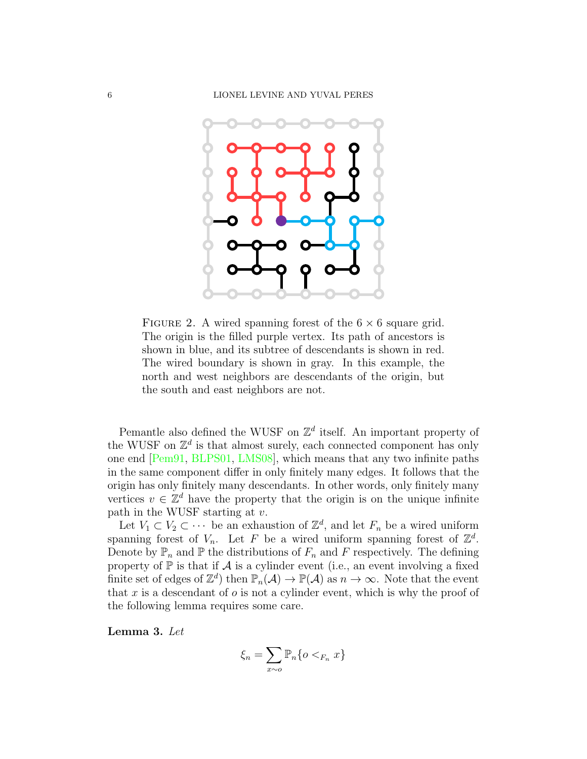FIGURE 2. A wired spanning forest of the $6 \times 6$ square grid. The origin is the filled purple vertex. Its path of ancestors is shown in blue, and its subtree of descendants is shown in red. The wired boundary is shown in gray. In this example, the north and west neighbors are descendants of the origin, but the south and east neighbors are not.

Pemantle also defined the WUSF on $\mathbb{Z}^d$ itself. An important property of the WUSF on $\mathbb{Z}^d$ is that almost surely, each connected component has only one end [Pem91, BLPS01, LMS08], which means that any two infinite paths in the same component differ in only finitely many edges. It follows that the origin has only finitely many descendants. In other words, only finitely many vertices $v \in \mathbb{Z}^d$ have the property that the origin is on the unique infinite path in the WUSF starting at $v$.

Let $V_1 \subset V_2 \subset \cdots$ be an exhaustion of $\mathbb{Z}^d$, and let $F_n$ be a wired uniform spanning forest of $V_n$. Let $F$ be a wired uniform spanning forest of $\mathbb{Z}^d$. Denote by $\mathbb{P}_n$ and $\mathbb{P}$ the distributions of $F_n$ and $F$ respectively. The defining property of $\mathbb{P}$ is that if $\mathcal{A}$ is a cylinder event (i.e., an event involving a fixed finite set of edges of $\mathbb{Z}^d$) then $\mathbb{P}_n(\mathcal{A}) \to \mathbb{P}(\mathcal{A})$ as $n \to \infty$. Note that the event that $x$ is a descendant of $o$ is not a cylinder event, which is why the proof of the following lemma requires some care.

**Lemma 3.** *Let*

$$\xi_n = \sum_{x \sim o} \mathbb{P}_n\{o <_{F_n} x\}$$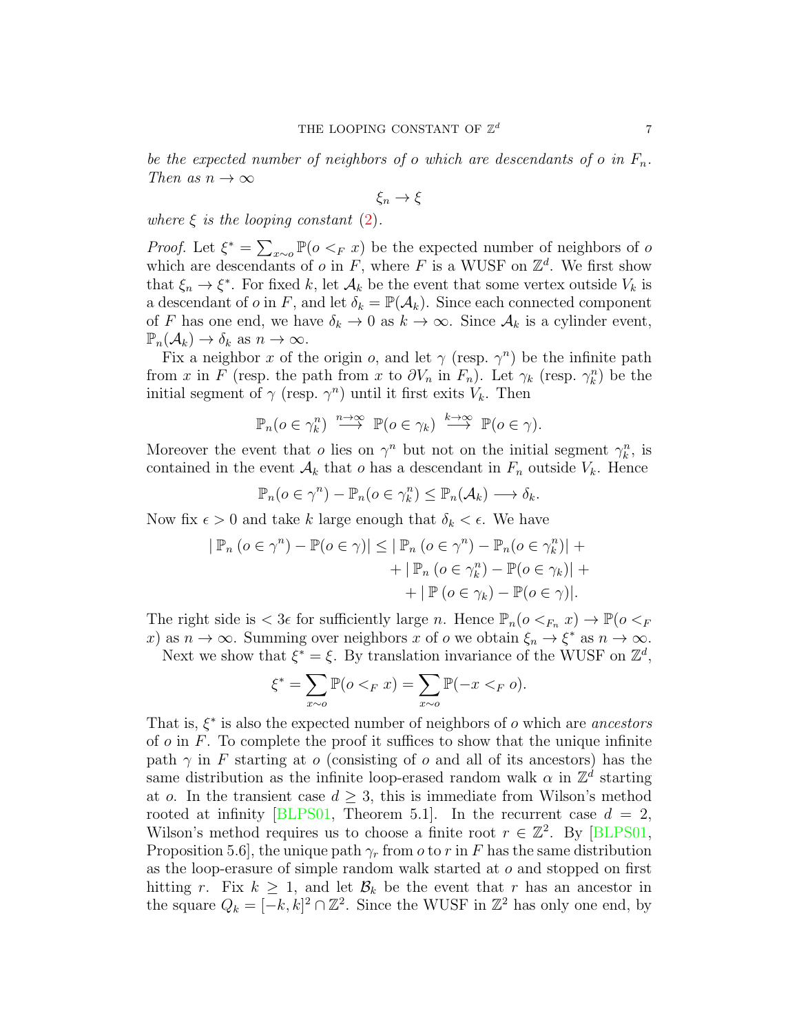*be the expected number of neighbors of $o$ which are descendants of $o$ in $F_n$. Then as $n \to \infty$*

$$\xi_n \to \xi$$

*where $\xi$ is the looping constant (2).*

*Proof.* Let $\xi^* = \sum_{x \sim o} \mathbb{P}(o <_F x)$ be the expected number of neighbors of $o$ which are descendants of $o$ in $F$, where $F$ is a WUSF on $\mathbb{Z}^d$. We first show that $\xi_n \to \xi^*$. For fixed $k$, let $\mathcal{A}_k$ be the event that some vertex outside $V_k$ is a descendant of $o$ in $F$, and let $\delta_k = \mathbb{P}(\mathcal{A}_k)$. Since each connected component of $F$ has one end, we have $\delta_k \to 0$ as $k \to \infty$. Since $\mathcal{A}_k$ is a cylinder event, $\mathbb{P}_n(\mathcal{A}_k) \to \delta_k$ as $n \to \infty$.

Fix a neighbor $x$ of the origin $o$, and let $\gamma$ (resp. $\gamma^n$) be the infinite path from $x$ in $F$ (resp. the path from $x$ to $\partial V_n$ in $F_n$). Let $\gamma_k$ (resp. $\gamma_k^n$) be the initial segment of $\gamma$ (resp. $\gamma^n$) until it first exits $V_k$. Then

$$\mathbb{P}_n(o \in \gamma_k^n) \overset{n\to\infty}{\longrightarrow} \mathbb{P}(o \in \gamma_k) \overset{k\to\infty}{\longrightarrow} \mathbb{P}(o \in \gamma).$$

Moreover the event that $o$ lies on $\gamma^n$ but not on the initial segment $\gamma_k^n$, is contained in the event $\mathcal{A}_k$ that $o$ has a descendant in $F_n$ outside $V_k$. Hence

$$\mathbb{P}_n(o \in \gamma^n) - \mathbb{P}_n(o \in \gamma_k^n) \leq \mathbb{P}_n(\mathcal{A}_k) \longrightarrow \delta_k.$$

Now fix $\epsilon > 0$ and take $k$ large enough that $\delta_k < \epsilon$. We have

$$\begin{aligned}
|\,\mathbb{P}_n\,(o \in \gamma^n) - \mathbb{P}(o \in \gamma)| \leq |\,\mathbb{P}_n\,(o \in \gamma^n) - \mathbb{P}_n(o \in \gamma_k^n)| \,+ \\
+\,|\,\mathbb{P}_n\,(o \in \gamma_k^n) - \mathbb{P}(o \in \gamma_k)| \,+ \\
+\,|\,\mathbb{P}\,(o \in \gamma_k) - \mathbb{P}(o \in \gamma)|.
\end{aligned}$$

The right side is $< 3\epsilon$ for sufficiently large $n$. Hence $\mathbb{P}_n(o <_{F_n} x) \to \mathbb{P}(o <_F x)$ as $n \to \infty$. Summing over neighbors $x$ of $o$ we obtain $\xi_n \to \xi^*$ as $n \to \infty$.

Next we show that $\xi^* = \xi$. By translation invariance of the WUSF on $\mathbb{Z}^d$,

$$\xi^* = \sum_{x\sim o} \mathbb{P}(o <_F x) = \sum_{x \sim o} \mathbb{P}(-x <_F o).$$

That is, $\xi^*$ is also the expected number of neighbors of $o$ which are *ancestors* of $o$ in $F$. To complete the proof it suffices to show that the unique infinite path $\gamma$ in $F$ starting at $o$ (consisting of $o$ and all of its ancestors) has the same distribution as the infinite loop-erased random walk $\alpha$ in $\mathbb{Z}^d$ starting at $o$. In the transient case $d \geq 3$, this is immediate from Wilson's method rooted at infinity [BLPS01, Theorem 5.1]. In the recurrent case $d = 2$, Wilson's method requires us to choose a finite root $r \in \mathbb{Z}^2$. By [BLPS01, Proposition 5.6], the unique path $\gamma_r$ from $o$ to $r$ in $F$ has the same distribution as the loop-erasure of simple random walk started at $o$ and stopped on first hitting $r$. Fix $k \geq 1$, and let $\mathcal{B}_k$ be the event that $r$ has an ancestor in the square $Q_k = [-k, k]^2 \cap \mathbb{Z}^2$. Since the WUSF in $\mathbb{Z}^2$ has only one end, by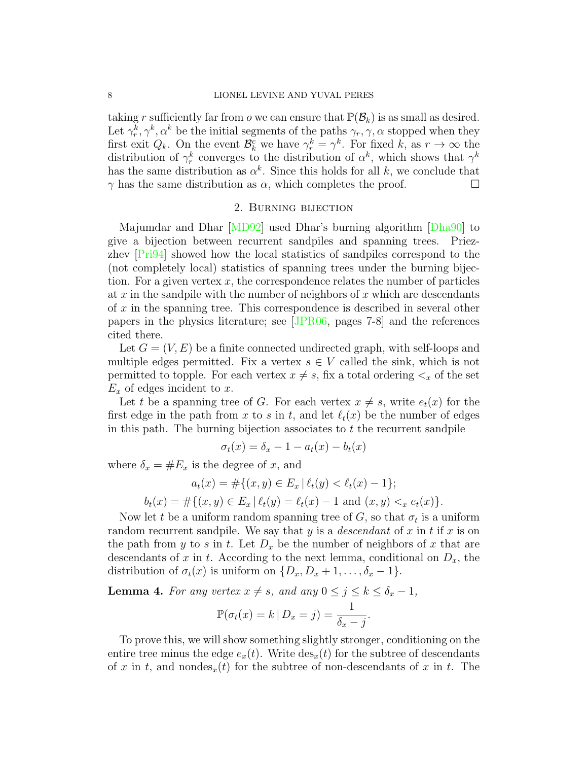taking $r$ sufficiently far from $o$ we can ensure that $\mathbb{P}(\mathcal{B}_k)$ is as small as desired. Let $\gamma_r^k, \gamma^k, \alpha^k$ be the initial segments of the paths $\gamma_r, \gamma, \alpha$ stopped when they first exit $Q_k$. On the event $\mathcal{B}_k^c$ we have $\gamma_r^k = \gamma^k$. For fixed $k$, as $r \to \infty$ the distribution of $\gamma_r^k$ converges to the distribution of $\alpha^k$, which shows that $\gamma^k$ has the same distribution as $\alpha^k$. Since this holds for all $k$, we conclude that $\gamma$ has the same distribution as $\alpha$, which completes the proof. □

## 2. Burning bijection

Majumdar and Dhar [MD92] used Dhar's burning algorithm [Dha90] to give a bijection between recurrent sandpiles and spanning trees. Priezzhev [Pri94] showed how the local statistics of sandpiles correspond to the (not completely local) statistics of spanning trees under the burning bijection. For a given vertex $x$, the correspondence relates the number of particles at $x$ in the sandpile with the number of neighbors of $x$ which are descendants of $x$ in the spanning tree. This correspondence is described in several other papers in the physics literature; see [JPR06, pages 7-8] and the references cited there.

Let $G = (V, E)$ be a finite connected undirected graph, with self-loops and multiple edges permitted. Fix a vertex $s \in V$ called the sink, which is not permitted to topple. For each vertex $x \neq s$, fix a total ordering $<_x$ of the set $E_x$ of edges incident to $x$.

Let $t$ be a spanning tree of $G$. For each vertex $x \neq s$, write $e_t(x)$ for the first edge in the path from $x$ to $s$ in $t$, and let $\ell_t(x)$ be the number of edges in this path. The burning bijection associates to $t$ the recurrent sandpile

$$\sigma_t(x) = \delta_x - 1 - a_t(x) - b_t(x)$$

where $\delta_x = \# E_x$ is the degree of $x$, and

$$a_t(x) = \#\{(x,y) \in E_x \,|\, \ell_t(y) < \ell_t(x) - 1\};$$

$$b_t(x) = \#\{(x,y) \in E_x \,|\, \ell_t(y) = \ell_t(x) - 1 \text{ and } (x,y) <_x e_t(x)\}.$$

Now let $t$ be a uniform random spanning tree of $G$, so that $\sigma_t$ is a uniform random recurrent sandpile. We say that $y$ is a *descendant* of $x$ in $t$ if $x$ is on the path from $y$ to $s$ in $t$. Let $D_x$ be the number of neighbors of $x$ that are descendants of $x$ in $t$. According to the next lemma, conditional on $D_x$, the distribution of $\sigma_t(x)$ is uniform on $\{D_x, D_x + 1, \ldots, \delta_x - 1\}$.

**Lemma 4.** *For any vertex $x \neq s$, and any $0 \leq j \leq k \leq \delta_x - 1$,*

$$\mathbb{P}(\sigma_t(x) = k \,|\, D_x = j) = \frac{1}{\delta_x - j}.$$

To prove this, we will show something slightly stronger, conditioning on the entire tree minus the edge $e_x(t)$. Write $\mathrm{des}_x(t)$ for the subtree of descendants of $x$ in $t$, and $\mathrm{nondes}_x(t)$ for the subtree of non-descendants of $x$ in $t$. The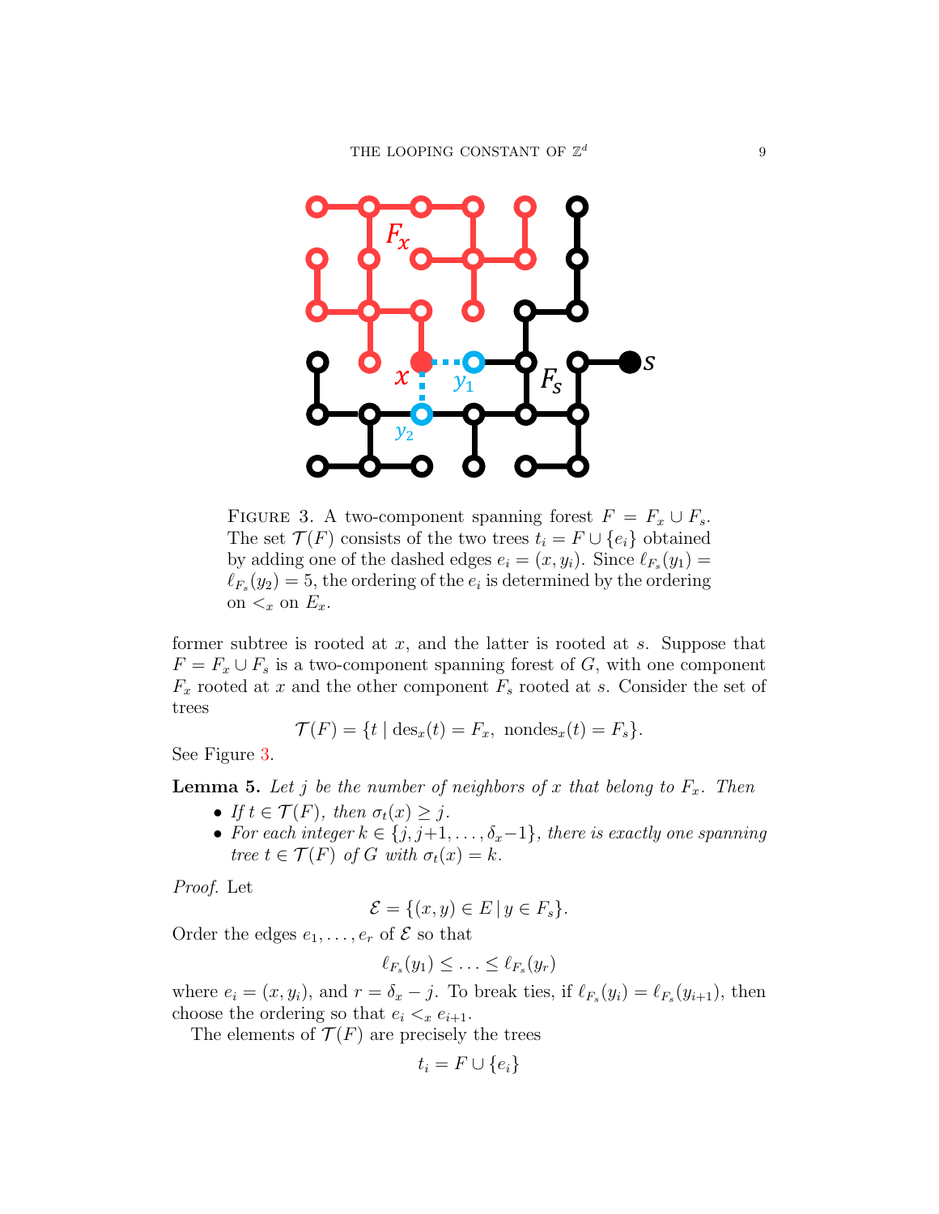FIGURE 3. A two-component spanning forest $F = F_x \cup F_s$. The set $\mathcal{T}(F)$ consists of the two trees $t_i = F \cup \{e_i\}$ obtained by adding one of the dashed edges $e_i = (x, y_i)$. Since $\ell_{F_s}(y_1) = \ell_{F_s}(y_2) = 5$, the ordering of the $e_i$ is determined by the ordering on $<_x$ on $E_x$.

former subtree is rooted at $x$, and the latter is rooted at $s$. Suppose that $F = F_x \cup F_s$ is a two-component spanning forest of $G$, with one component $F_x$ rooted at $x$ and the other component $F_s$ rooted at $s$. Consider the set of trees

$$\mathcal{T}(F) = \{t \mid \mathrm{des}_x(t) = F_x,\ \mathrm{nondes}_x(t) = F_s\}.$$

See Figure 3.

**Lemma 5.** *Let $j$ be the number of neighbors of $x$ that belong to $F_x$. Then*

- *If $t \in \mathcal{T}(F)$, then $\sigma_t(x) \geq j$.*
- *For each integer $k \in \{j, j+1, \ldots, \delta_x - 1\}$, there is exactly one spanning tree $t \in \mathcal{T}(F)$ of $G$ with $\sigma_t(x) = k$.*

*Proof.* Let

$$\mathcal{E} = \{(x, y) \in E \,|\, y \in F_s\}.$$

Order the edges $e_1, \ldots, e_r$ of $\mathcal{E}$ so that

$$\ell_{F_s}(y_1) \leq \ldots \leq \ell_{F_s}(y_r)$$

where $e_i = (x, y_i)$, and $r = \delta_x - j$. To break ties, if $\ell_{F_s}(y_i) = \ell_{F_s}(y_{i+1})$, then choose the ordering so that $e_i <_x e_{i+1}$.

The elements of $\mathcal{T}(F)$ are precisely the trees

$$t_i = F \cup \{e_i\}$$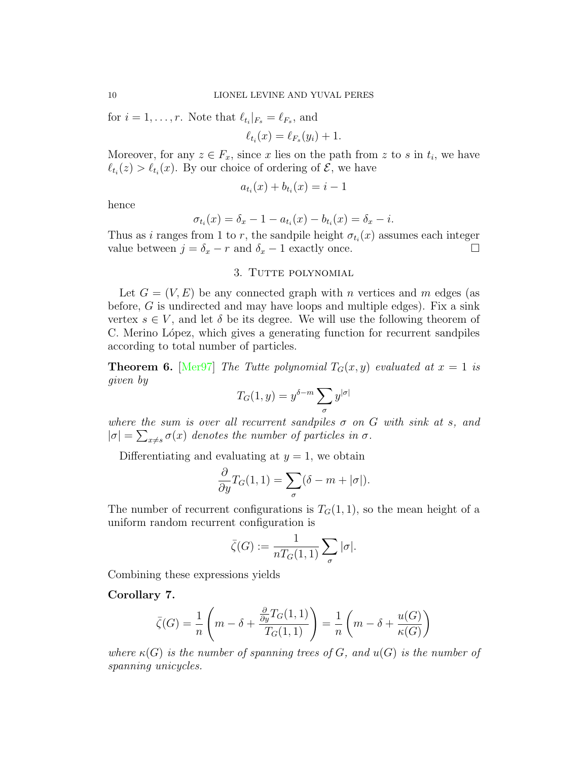for $i = 1, \ldots, r$. Note that $\ell_{t_i}|_{F_s} = \ell_{F_s}$, and

$$\ell_{t_i}(x) = \ell_{F_s}(y_i) + 1.$$

Moreover, for any $z \in F_x$, since $x$ lies on the path from $z$ to $s$ in $t_i$, we have $\ell_{t_i}(z) > \ell_{t_i}(x)$. By our choice of ordering of $\mathcal{E}$, we have

$$a_{t_i}(x) + b_{t_i}(x) = i - 1$$

hence

$$\sigma_{t_i}(x) = \delta_x - 1 - a_{t_i}(x) - b_{t_i}(x) = \delta_x - i.$$

Thus as $i$ ranges from 1 to $r$, the sandpile height $\sigma_{t_i}(x)$ assumes each integer value between $j = \delta_x - r$ and $\delta_x - 1$ exactly once. $\square$

## 3. Tutte polynomial

Let $G = (V, E)$ be any connected graph with $n$ vertices and $m$ edges (as before, $G$ is undirected and may have loops and multiple edges). Fix a sink vertex $s \in V$, and let $\delta$ be its degree. We will use the following theorem of C. Merino López, which gives a generating function for recurrent sandpiles according to total number of particles.

**Theorem 6.** [Mer97] *The Tutte polynomial $T_G(x, y)$ evaluated at $x = 1$ is given by*

$$T_G(1, y) = y^{\delta - m} \sum_{\sigma} y^{|\sigma|}$$

*where the sum is over all recurrent sandpiles $\sigma$ on $G$ with sink at $s$, and $|\sigma| = \sum_{x \neq s} \sigma(x)$ denotes the number of particles in $\sigma$.*

Differentiating and evaluating at $y = 1$, we obtain

$$\frac{\partial}{\partial y} T_G(1, 1) = \sum_{\sigma} (\delta - m + |\sigma|).$$

The number of recurrent configurations is $T_G(1, 1)$, so the mean height of a uniform random recurrent configuration is

$$\bar{\zeta}(G) := \frac{1}{n T_G(1, 1)} \sum_{\sigma} |\sigma|.$$

Combining these expressions yields

**Corollary 7.**

$$\bar{\zeta}(G) = \frac{1}{n} \left( m - \delta + \frac{\frac{\partial}{\partial y} T_G(1, 1)}{T_G(1, 1)} \right) = \frac{1}{n} \left( m - \delta + \frac{u(G)}{\kappa(G)} \right)$$

*where $\kappa(G)$ is the number of spanning trees of $G$, and $u(G)$ is the number of spanning unicycles.*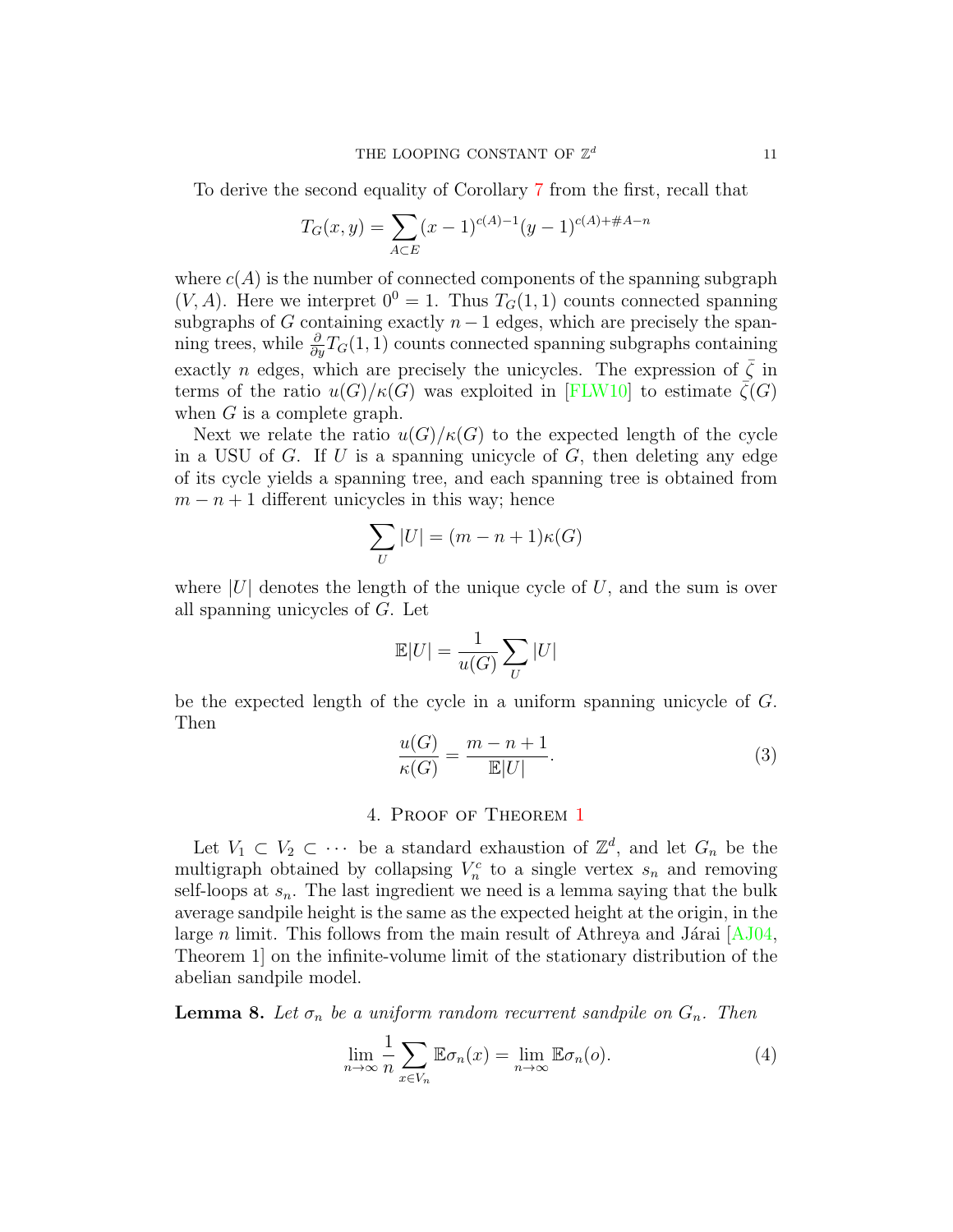To derive the second equality of Corollary 7 from the first, recall that

$$T_G(x, y) = \sum_{A \subset E} (x-1)^{c(A)-1}(y-1)^{c(A)+\#A-n}$$

where $c(A)$ is the number of connected components of the spanning subgraph $(V, A)$. Here we interpret $0^0 = 1$. Thus $T_G(1, 1)$ counts connected spanning subgraphs of $G$ containing exactly $n-1$ edges, which are precisely the spanning trees, while $\frac{\partial}{\partial y} T_G(1, 1)$ counts connected spanning subgraphs containing exactly $n$ edges, which are precisely the unicycles. The expression of $\bar{\zeta}$ in terms of the ratio $u(G)/\kappa(G)$ was exploited in [FLW10] to estimate $\bar{\zeta}(G)$ when $G$ is a complete graph.

Next we relate the ratio $u(G)/\kappa(G)$ to the expected length of the cycle in a USU of $G$. If $U$ is a spanning unicycle of $G$, then deleting any edge of its cycle yields a spanning tree, and each spanning tree is obtained from $m - n + 1$ different unicycles in this way; hence

$$\sum_U |U| = (m - n + 1)\kappa(G)$$

where $|U|$ denotes the length of the unique cycle of $U$, and the sum is over all spanning unicycles of $G$. Let

$$\mathbb{E}|U| = \frac{1}{u(G)} \sum_U |U|$$

be the expected length of the cycle in a uniform spanning unicycle of $G$. Then

$$\frac{u(G)}{\kappa(G)} = \frac{m - n + 1}{\mathbb{E}|U|}. \tag{3}$$

## 4. Proof of Theorem 1

Let $V_1 \subset V_2 \subset \cdots$ be a standard exhaustion of $\mathbb{Z}^d$, and let $G_n$ be the multigraph obtained by collapsing $V_n^c$ to a single vertex $s_n$ and removing self-loops at $s_n$. The last ingredient we need is a lemma saying that the bulk average sandpile height is the same as the expected height at the origin, in the large $n$ limit. This follows from the main result of Athreya and Járai [AJ04, Theorem 1] on the infinite-volume limit of the stationary distribution of the abelian sandpile model.

**Lemma 8.** *Let $\sigma_n$ be a uniform random recurrent sandpile on $G_n$. Then*

$$\lim_{n \to \infty} \frac{1}{n} \sum_{x \in V_n} \mathbb{E}\sigma_n(x) = \lim_{n \to \infty} \mathbb{E}\sigma_n(o). \tag{4}$$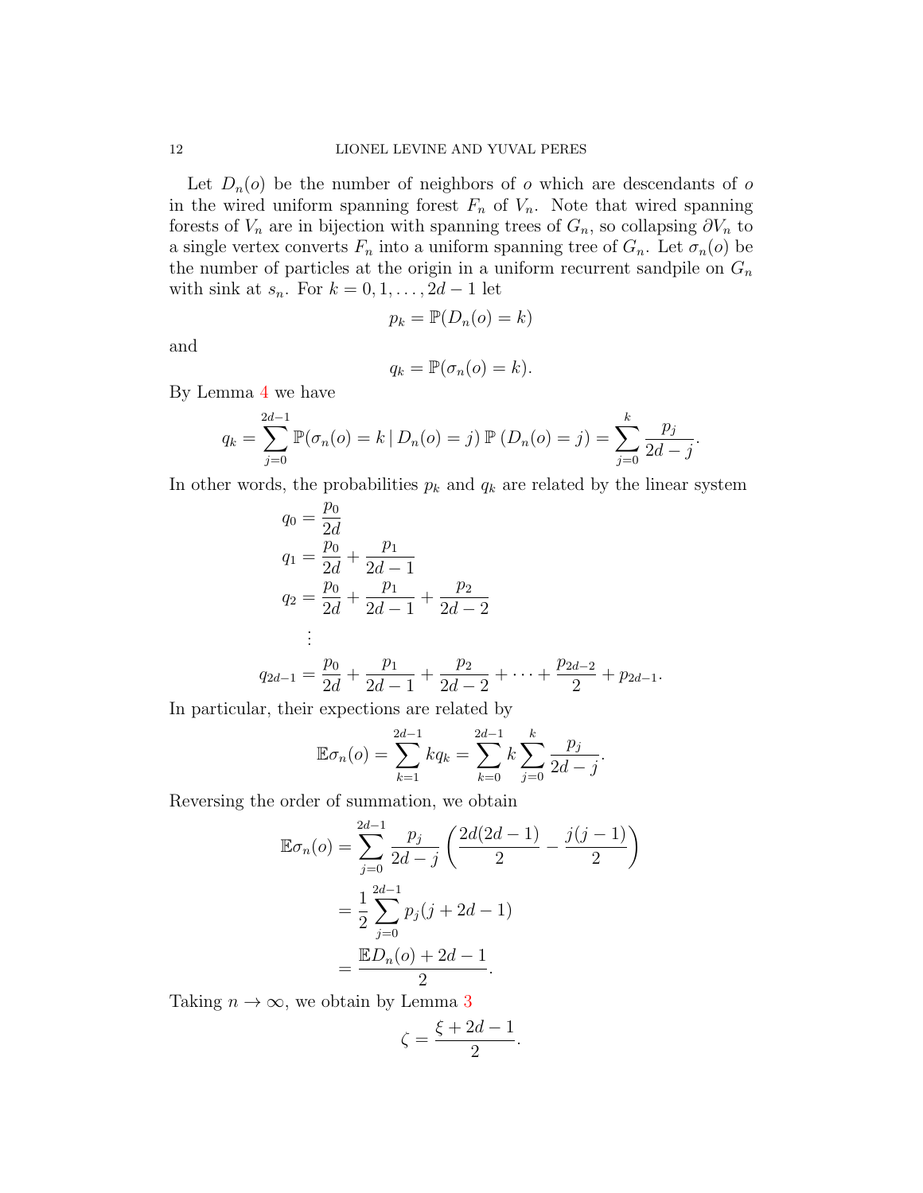Let $D_n(o)$ be the number of neighbors of $o$ which are descendants of $o$ in the wired uniform spanning forest $F_n$ of $V_n$. Note that wired spanning forests of $V_n$ are in bijection with spanning trees of $G_n$, so collapsing $\partial V_n$ to a single vertex converts $F_n$ into a uniform spanning tree of $G_n$. Let $\sigma_n(o)$ be the number of particles at the origin in a uniform recurrent sandpile on $G_n$ with sink at $s_n$. For $k = 0, 1, \ldots, 2d-1$ let

$$p_k = \mathbb{P}(D_n(o) = k)$$

and

$$q_k = \mathbb{P}(\sigma_n(o) = k).$$

By Lemma 4 we have

$$q_k = \sum_{j=0}^{2d-1} \mathbb{P}(\sigma_n(o) = k \mid D_n(o) = j)\, \mathbb{P}\left(D_n(o) = j\right) = \sum_{j=0}^{k} \frac{p_j}{2d-j}.$$

In other words, the probabilities $p_k$ and $q_k$ are related by the linear system

$$
\begin{aligned}
q_0 &= \frac{p_0}{2d} \\
q_1 &= \frac{p_0}{2d} + \frac{p_1}{2d-1} \\
q_2 &= \frac{p_0}{2d} + \frac{p_1}{2d-1} + \frac{p_2}{2d-2} \\
&\;\;\vdots \\
q_{2d-1} &= \frac{p_0}{2d} + \frac{p_1}{2d-1} + \frac{p_2}{2d-2} + \cdots + \frac{p_{2d-2}}{2} + p_{2d-1}.
\end{aligned}
$$

In particular, their expections are related by

$$\mathbb{E}\sigma_n(o) = \sum_{k=1}^{2d-1} kq_k = \sum_{k=0}^{2d-1} k \sum_{j=0}^{k} \frac{p_j}{2d-j}.$$

Reversing the order of summation, we obtain

$$
\begin{aligned}
\mathbb{E}\sigma_n(o) &= \sum_{j=0}^{2d-1} \frac{p_j}{2d-j} \left( \frac{2d(2d-1)}{2} - \frac{j(j-1)}{2} \right) \\
&= \frac{1}{2} \sum_{j=0}^{2d-1} p_j (j + 2d - 1) \\
&= \frac{\mathbb{E}D_n(o) + 2d - 1}{2}.
\end{aligned}
$$

Taking $n \to \infty$, we obtain by Lemma 3

$$\zeta = \frac{\xi + 2d - 1}{2}.$$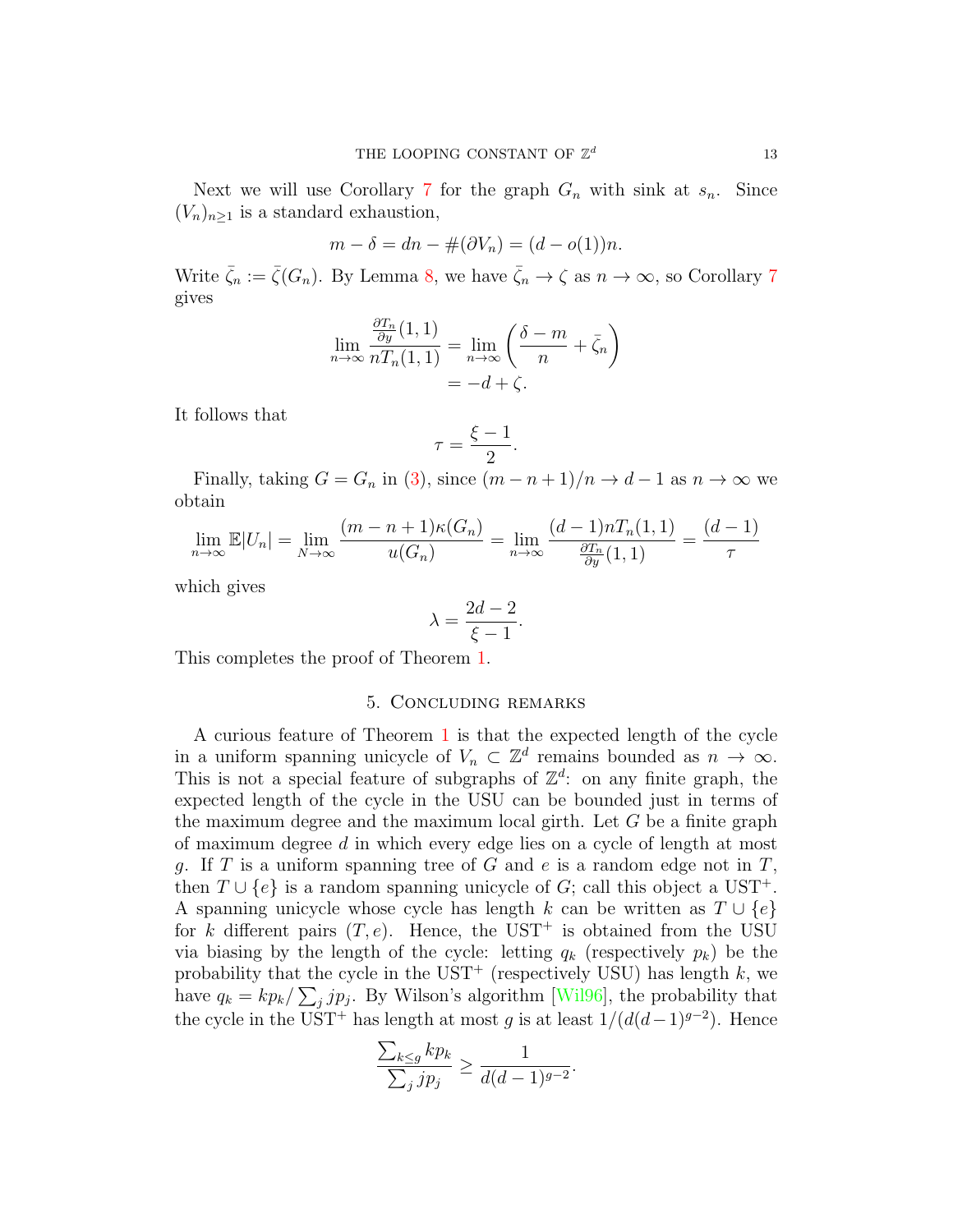Next we will use Corollary 7 for the graph $G_n$ with sink at $s_n$. Since $(V_n)_{n\geq 1}$ is a standard exhaustion,

$$m - \delta = dn - \#(\partial V_n) = (d - o(1))n.$$

Write $\bar{\zeta}_n := \bar{\zeta}(G_n)$. By Lemma 8, we have $\bar{\zeta}_n \to \zeta$ as $n \to \infty$, so Corollary 7 gives

$$\begin{aligned} \lim_{n\to\infty} \frac{\frac{\partial T_n}{\partial y}(1,1)}{nT_n(1,1)} &= \lim_{n\to\infty} \left( \frac{\delta - m}{n} + \bar{\zeta}_n \right) \\ &= -d + \zeta. \end{aligned}$$

It follows that

$$\tau = \frac{\xi - 1}{2}.$$

Finally, taking $G = G_n$ in (3), since $(m-n+1)/n \to d-1$ as $n \to \infty$ we obtain

$$\lim_{n\to\infty} \mathbb{E}|U_n| = \lim_{N\to\infty} \frac{(m-n+1)\kappa(G_n)}{u(G_n)} = \lim_{n\to\infty} \frac{(d-1)nT_n(1,1)}{\frac{\partial T_n}{\partial y}(1,1)} = \frac{(d-1)}{\tau}$$

which gives

$$\lambda = \frac{2d-2}{\xi - 1}.$$

This completes the proof of Theorem 1.

## 5. Concluding remarks

A curious feature of Theorem 1 is that the expected length of the cycle in a uniform spanning unicycle of $V_n \subset \mathbb{Z}^d$ remains bounded as $n \to \infty$. This is not a special feature of subgraphs of $\mathbb{Z}^d$: on any finite graph, the expected length of the cycle in the USU can be bounded just in terms of the maximum degree and the maximum local girth. Let $G$ be a finite graph of maximum degree $d$ in which every edge lies on a cycle of length at most $g$. If $T$ is a uniform spanning tree of $G$ and $e$ is a random edge not in $T$, then $T \cup \{e\}$ is a random spanning unicycle of $G$; call this object a UST$^+$. A spanning unicycle whose cycle has length $k$ can be written as $T \cup \{e\}$ for $k$ different pairs $(T, e)$. Hence, the UST$^+$ is obtained from the USU via biasing by the length of the cycle: letting $q_k$ (respectively $p_k$) be the probability that the cycle in the UST$^+$ (respectively USU) has length $k$, we have $q_k = kp_k / \sum_j jp_j$. By Wilson's algorithm [Wil96], the probability that the cycle in the UST$^+$ has length at most $g$ is at least $1/(d(d-1)^{g-2})$. Hence

$$\frac{\sum_{k\leq g} kp_k}{\sum_j jp_j} \geq \frac{1}{d(d-1)^{g-2}}.$$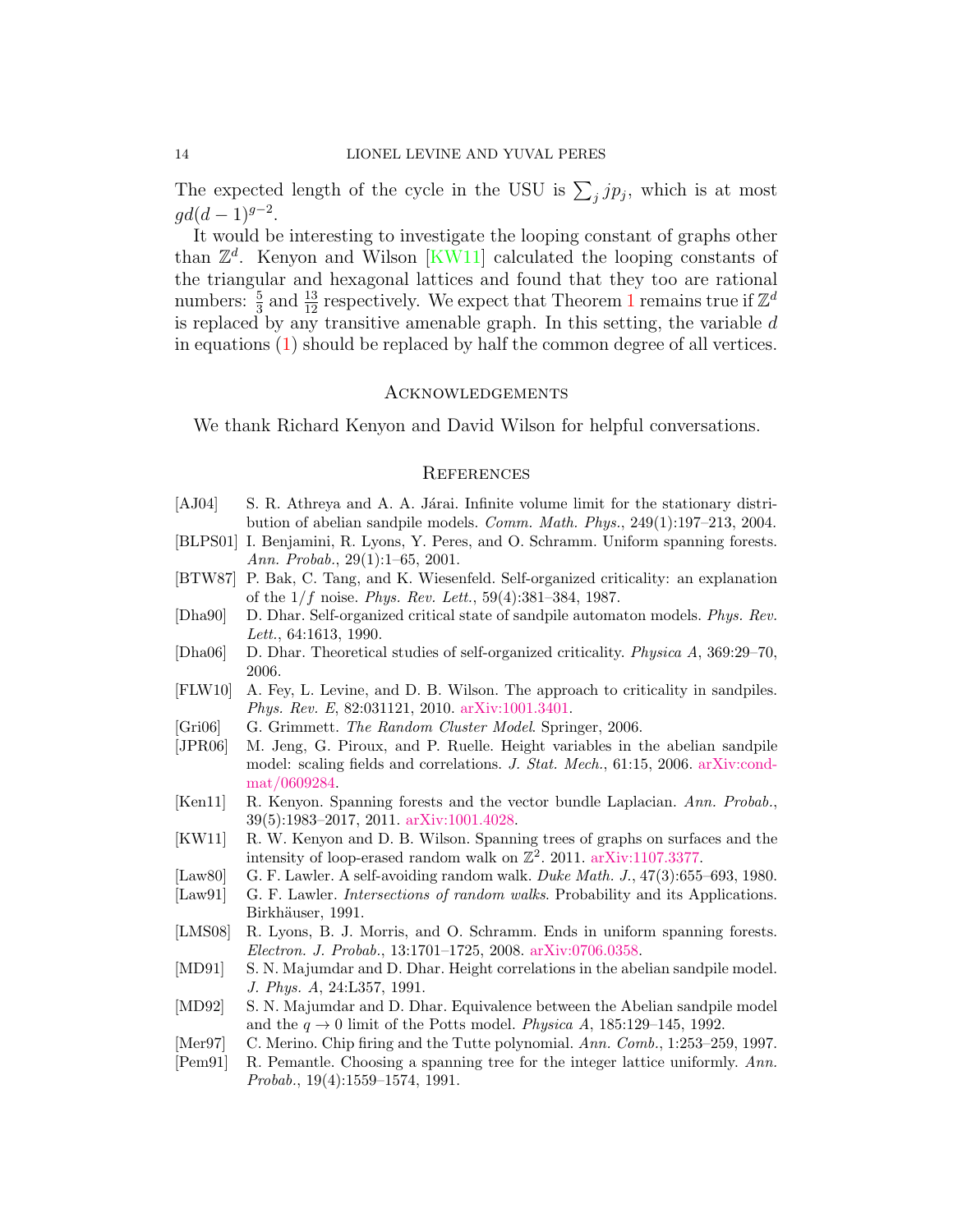The expected length of the cycle in the USU is $\sum_j jp_j$, which is at most $gd(d-1)^{g-2}$.

It would be interesting to investigate the looping constant of graphs other than $\mathbb{Z}^d$. Kenyon and Wilson [KW11] calculated the looping constants of the triangular and hexagonal lattices and found that they too are rational numbers: $\frac{5}{3}$ and $\frac{13}{12}$ respectively. We expect that Theorem 1 remains true if $\mathbb{Z}^d$ is replaced by any transitive amenable graph. In this setting, the variable $d$ in equations (1) should be replaced by half the common degree of all vertices.

## Acknowledgements

We thank Richard Kenyon and David Wilson for helpful conversations.

## References

[AJ04] S. R. Athreya and A. A. Járai. Infinite volume limit for the stationary distribution of abelian sandpile models. *Comm. Math. Phys.*, 249(1):197–213, 2004.

[BLPS01] I. Benjamini, R. Lyons, Y. Peres, and O. Schramm. Uniform spanning forests. *Ann. Probab.*, 29(1):1–65, 2001.

[BTW87] P. Bak, C. Tang, and K. Wiesenfeld. Self-organized criticality: an explanation of the $1/f$ noise. *Phys. Rev. Lett.*, 59(4):381–384, 1987.

[Dha90] D. Dhar. Self-organized critical state of sandpile automaton models. *Phys. Rev. Lett.*, 64:1613, 1990.

[Dha06] D. Dhar. Theoretical studies of self-organized criticality. *Physica A*, 369:29–70, 2006.

[FLW10] A. Fey, L. Levine, and D. B. Wilson. The approach to criticality in sandpiles. *Phys. Rev. E*, 82:031121, 2010. arXiv:1001.3401.

[Gri06] G. Grimmett. *The Random Cluster Model*. Springer, 2006.

[JPR06] M. Jeng, G. Piroux, and P. Ruelle. Height variables in the abelian sandpile model: scaling fields and correlations. *J. Stat. Mech.*, 61:15, 2006. arXiv:cond-mat/0609284.

[Ken11] R. Kenyon. Spanning forests and the vector bundle Laplacian. *Ann. Probab.*, 39(5):1983–2017, 2011. arXiv:1001.4028.

[KW11] R. W. Kenyon and D. B. Wilson. Spanning trees of graphs on surfaces and the intensity of loop-erased random walk on $\mathbb{Z}^2$. 2011. arXiv:1107.3377.

[Law80] G. F. Lawler. A self-avoiding random walk. *Duke Math. J.*, 47(3):655–693, 1980.

[Law91] G. F. Lawler. *Intersections of random walks*. Probability and its Applications. Birkhäuser, 1991.

[LMS08] R. Lyons, B. J. Morris, and O. Schramm. Ends in uniform spanning forests. *Electron. J. Probab.*, 13:1701–1725, 2008. arXiv:0706.0358.

[MD91] S. N. Majumdar and D. Dhar. Height correlations in the abelian sandpile model. *J. Phys. A*, 24:L357, 1991.

[MD92] S. N. Majumdar and D. Dhar. Equivalence between the Abelian sandpile model and the $q \to 0$ limit of the Potts model. *Physica A*, 185:129–145, 1992.

[Mer97] C. Merino. Chip firing and the Tutte polynomial. *Ann. Comb.*, 1:253–259, 1997.

[Pem91] R. Pemantle. Choosing a spanning tree for the integer lattice uniformly. *Ann. Probab.*, 19(4):1559–1574, 1991.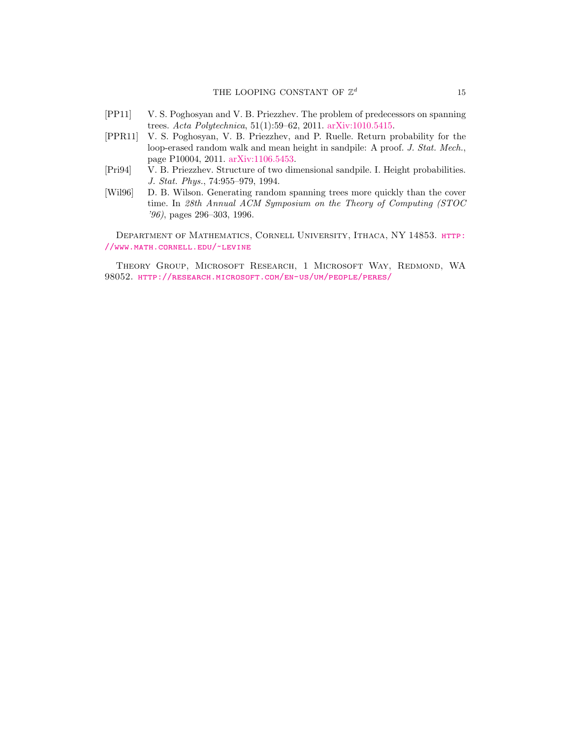[PP11] V. S. Poghosyan and V. B. Priezzhev. The problem of predecessors on spanning trees. *Acta Polytechnica*, 51(1):59–62, 2011. arXiv:1010.5415.

[PPR11] V. S. Poghosyan, V. B. Priezzhev, and P. Ruelle. Return probability for the loop-erased random walk and mean height in sandpile: A proof. *J. Stat. Mech.*, page P10004, 2011. arXiv:1106.5453.

[Pri94] V. B. Priezzhev. Structure of two dimensional sandpile. I. Height probabilities. *J. Stat. Phys.*, 74:955–979, 1994.

[Wil96] D. B. Wilson. Generating random spanning trees more quickly than the cover time. In *28th Annual ACM Symposium on the Theory of Computing (STOC '96)*, pages 296–303, 1996.

Department of Mathematics, Cornell University, Ithaca, NY 14853. http://www.math.cornell.edu/~levine

Theory Group, Microsoft Research, 1 Microsoft Way, Redmond, WA 98052. http://research.microsoft.com/en-us/um/people/peres/